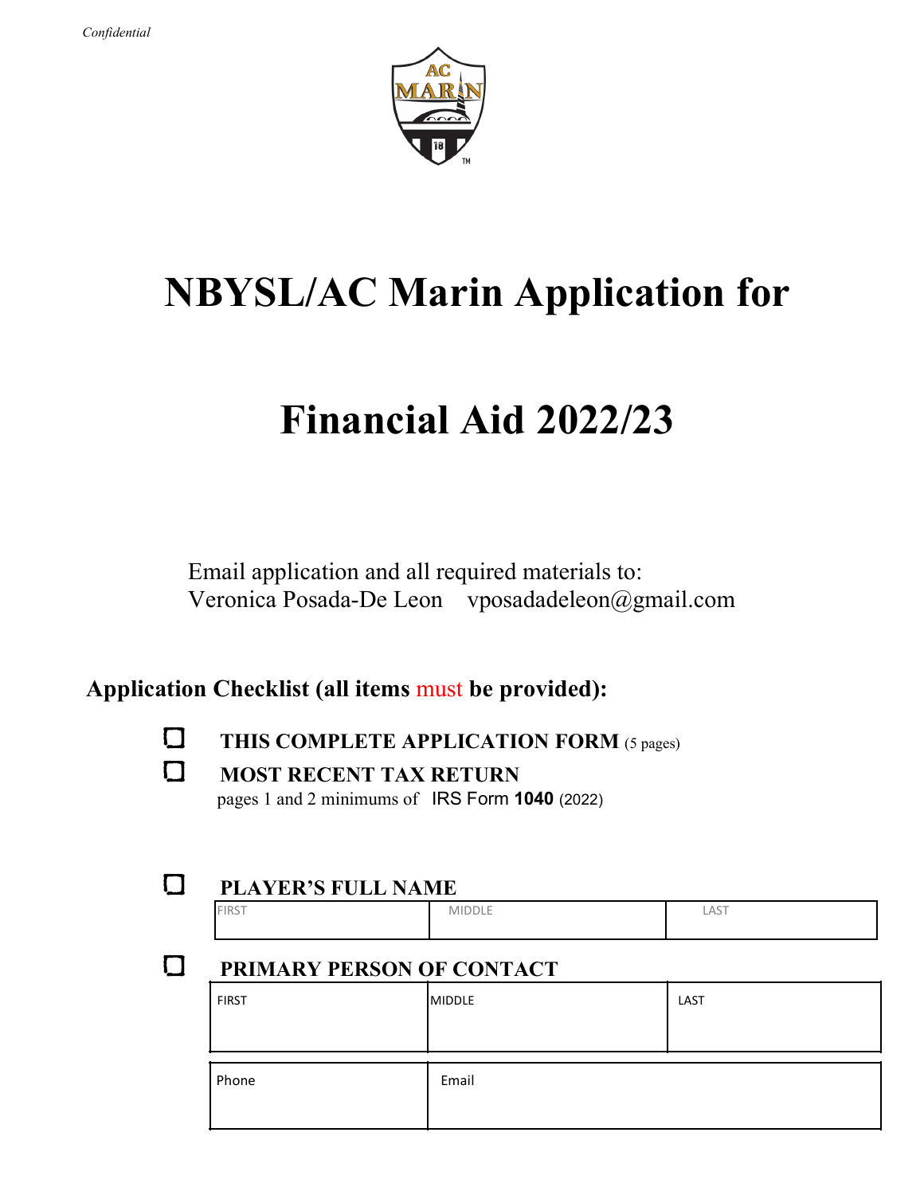*Confidential*

# NBYSL/AC Marin Application for

# Financial Aid 2022/23

Email application and all required materials to:
Veronica Posada-De Leon    vposadadeleon@gmail.com

## Application Checklist (all items must be provided):

- ☐ **THIS COMPLETE APPLICATION FORM** (5 pages)
- ☐ **MOST RECENT TAX RETURN**
  pages 1 and 2 minimums of IRS Form **1040** (2022)

- ☐ **PLAYER'S FULL NAME**

| FIRST | MIDDLE | LAST |
|---|---|---|
| | | |

- ☐ **PRIMARY PERSON OF CONTACT**

| FIRST | MIDDLE | LAST |
|---|---|---|
| | | |

| Phone | Email |
|---|---|
| | |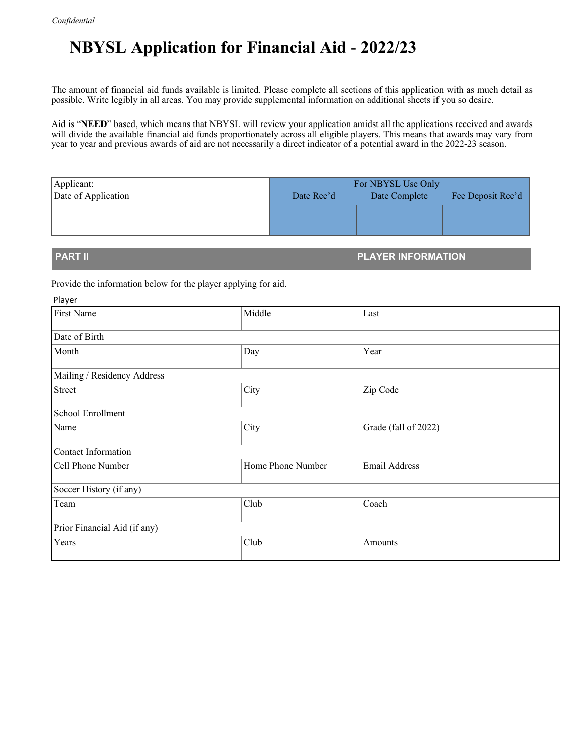*Confidential*

# NBYSL Application for Financial Aid - 2022/23

The amount of financial aid funds available is limited. Please complete all sections of this application with as much detail as possible. Write legibly in all areas. You may provide supplemental information on additional sheets if you so desire.

Aid is "**NEED**" based, which means that NBYSL will review your application amidst all the applications received and awards will divide the available financial aid funds proportionately across all eligible players. This means that awards may vary from year to year and previous awards of aid are not necessarily a direct indicator of a potential award in the 2022-23 season.

| Applicant:<br>Date of Application | For NBYSL Use Only<br>Date Rec'd | Date Complete | Fee Deposit Rec'd |
|---|---|---|---|
| | | | |

## PART II PLAYER INFORMATION

Provide the information below for the player applying for aid.

Player

| First Name | Middle | Last |
|---|---|---|
| **Date of Birth** | | |
| Month | Day | Year |
| **Mailing / Residency Address** | | |
| Street | City | Zip Code |
| **School Enrollment** | | |
| Name | City | Grade (fall of 2022) |
| **Contact Information** | | |
| Cell Phone Number | Home Phone Number | Email Address |
| **Soccer History (if any)** | | |
| Team | Club | Coach |
| **Prior Financial Aid (if any)** | | |
| Years | Club | Amounts |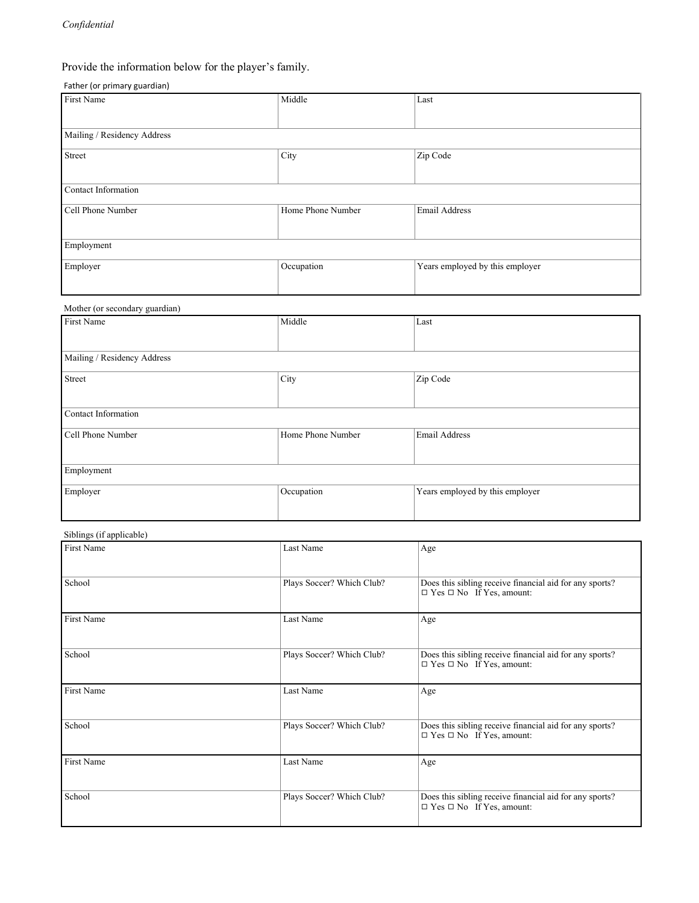*Confidential*

Provide the information below for the player's family.

Father (or primary guardian)

| First Name | Middle | Last |
|---|---|---|
| Mailing / Residency Address | | |
| Street | City | Zip Code |
| Contact Information | | |
| Cell Phone Number | Home Phone Number | Email Address |
| Employment | | |
| Employer | Occupation | Years employed by this employer |

Mother (or secondary guardian)

| First Name | Middle | Last |
|---|---|---|
| Mailing / Residency Address | | |
| Street | City | Zip Code |
| Contact Information | | |
| Cell Phone Number | Home Phone Number | Email Address |
| Employment | | |
| Employer | Occupation | Years employed by this employer |

Siblings (if applicable)

| First Name | Last Name | Age |
|---|---|---|
| School | Plays Soccer? Which Club? | Does this sibling receive financial aid for any sports? ☐ Yes ☐ No If Yes, amount: |
| First Name | Last Name | Age |
| School | Plays Soccer? Which Club? | Does this sibling receive financial aid for any sports? ☐ Yes ☐ No If Yes, amount: |
| First Name | Last Name | Age |
| School | Plays Soccer? Which Club? | Does this sibling receive financial aid for any sports? ☐ Yes ☐ No If Yes, amount: |
| First Name | Last Name | Age |
| School | Plays Soccer? Which Club? | Does this sibling receive financial aid for any sports? ☐ Yes ☐ No If Yes, amount: |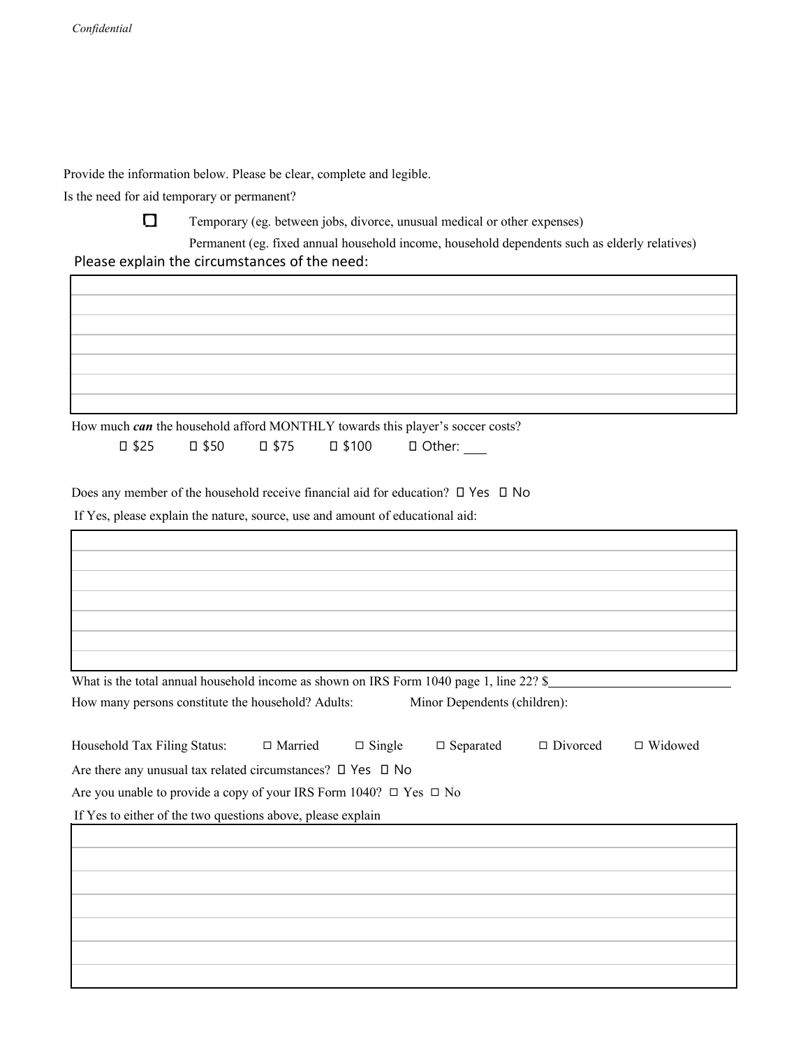Confidential

Provide the information below. Please be clear, complete and legible.

Is the need for aid temporary or permanent?

☐ Temporary (eg. between jobs, divorce, unusual medical or other expenses)

Permanent (eg. fixed annual household income, household dependents such as elderly relatives)

Please explain the circumstances of the need:

| |
|---|
| |
| |
| |
| |
| |
| |
| |

How much ***can*** the household afford MONTHLY towards this player's soccer costs?

☐ $25 ☐ $50 ☐ $75 ☐ $100 ☐ Other: ____

Does any member of the household receive financial aid for education? ☐ Yes ☐ No

If Yes, please explain the nature, source, use and amount of educational aid:

| |
|---|
| |
| |
| |
| |
| |
| |
| |

What is the total annual household income as shown on IRS Form 1040 page 1, line 22? $____________________________

How many persons constitute the household? Adults: Minor Dependents (children):

Household Tax Filing Status: ☐ Married ☐ Single ☐ Separated ☐ Divorced ☐ Widowed

Are there any unusual tax related circumstances? ☐ Yes ☐ No

Are you unable to provide a copy of your IRS Form 1040? ☐ Yes ☐ No

If Yes to either of the two questions above, please explain

| |
|---|
| |
| |
| |
| |
| |
| |
| |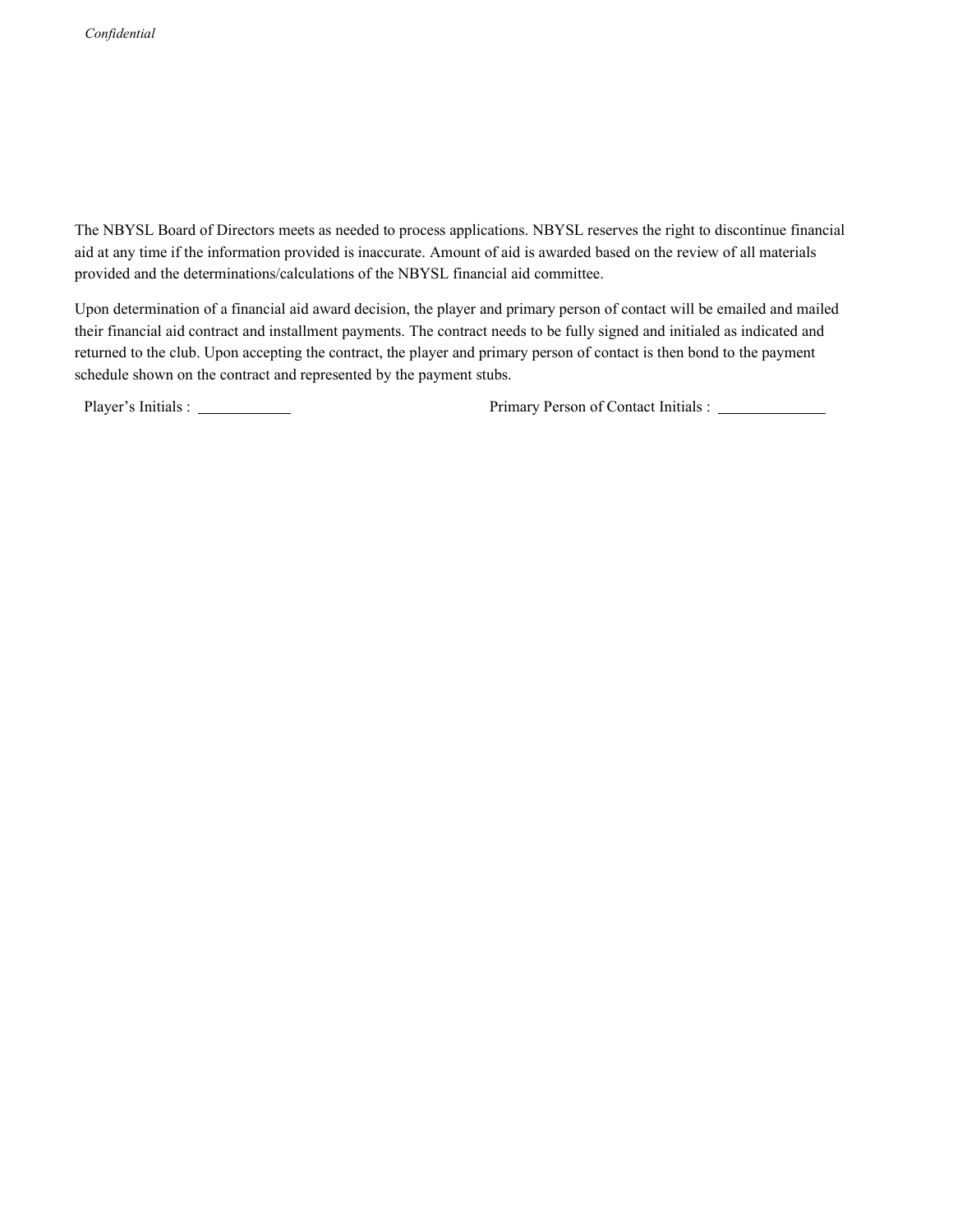The NBYSL Board of Directors meets as needed to process applications. NBYSL reserves the right to discontinue financial aid at any time if the information provided is inaccurate. Amount of aid is awarded based on the review of all materials provided and the determinations/calculations of the NBYSL financial aid committee.

Upon determination of a financial aid award decision, the player and primary person of contact will be emailed and mailed their financial aid contract and installment payments. The contract needs to be fully signed and initialed as indicated and returned to the club. Upon accepting the contract, the player and primary person of contact is then bond to the payment schedule shown on the contract and represented by the payment stubs.

Player's Initials : ____________ Primary Person of Contact Initials : ______________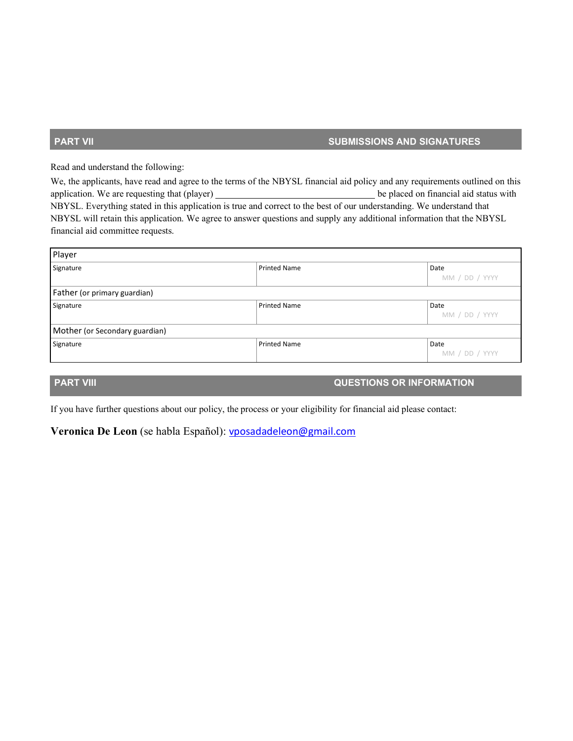## PART VII SUBMISSIONS AND SIGNATURES

Read and understand the following:

We, the applicants, have read and agree to the terms of the NBYSL financial aid policy and any requirements outlined on this application. We are requesting that (player) ________________________________ be placed on financial aid status with NBYSL. Everything stated in this application is true and correct to the best of our understanding. We understand that NBYSL will retain this application. We agree to answer questions and supply any additional information that the NBYSL financial aid committee requests.

| Player | | |
|---|---|---|
| Signature | Printed Name | Date MM / DD / YYYY |
| **Father (or primary guardian)** | | |
| Signature | Printed Name | Date MM / DD / YYYY |
| **Mother (or Secondary guardian)** | | |
| Signature | Printed Name | Date MM / DD / YYYY |

## PART VIII QUESTIONS OR INFORMATION

If you have further questions about our policy, the process or your eligibility for financial aid please contact:

**Veronica De Leon** (se habla Español): vposadadeleon@gmail.com